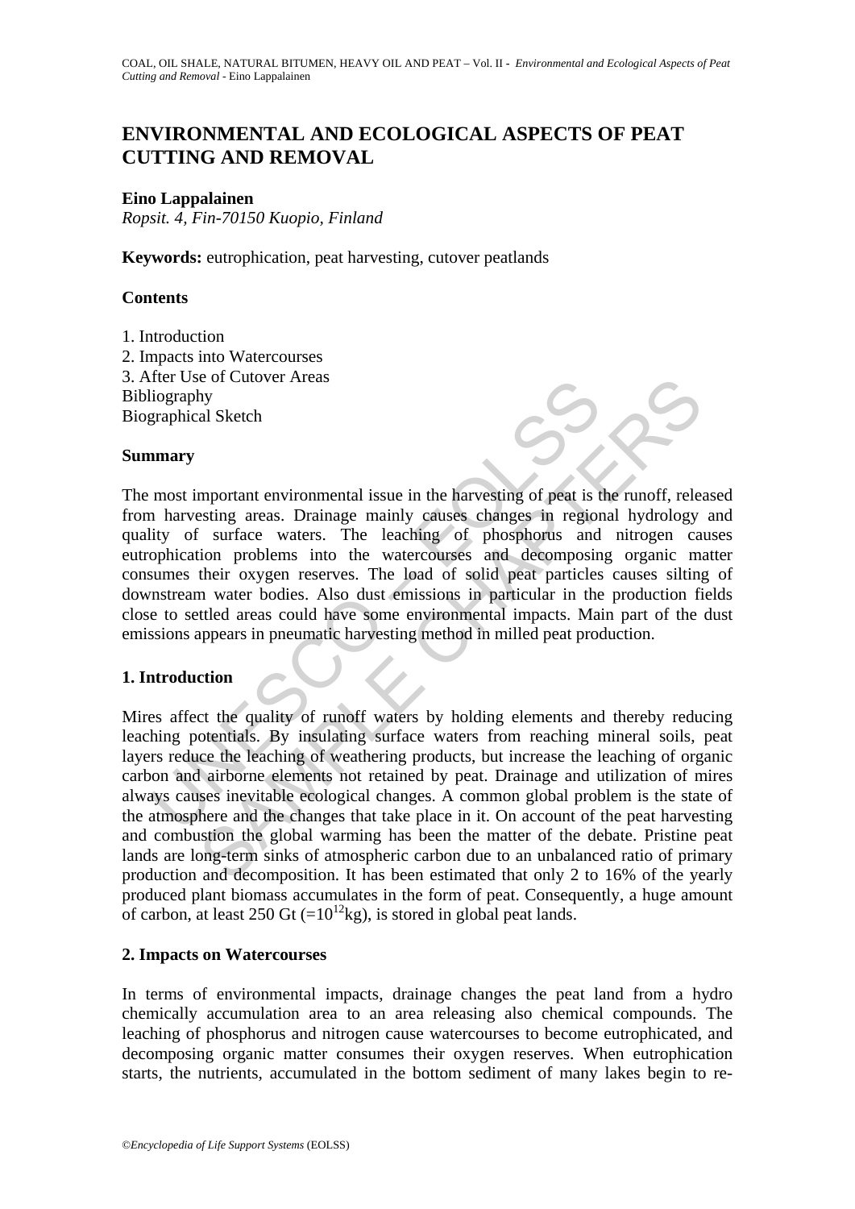# ENVIRONMENTAL AND ECOLOGICAL ASPECTS OF PEAT CUTTING AND REMOVAL

**Eino Lappalainen**

*Ropsit. 4, Fin-70150 Kuopio, Finland*

**Keywords:** eutrophication, peat harvesting, cutover peatlands

## Contents

1. Introduction
2. Impacts into Watercourses
3. After Use of Cutover Areas

Bibliography

Biographical Sketch

## Summary

The most important environmental issue in the harvesting of peat is the runoff, released from harvesting areas. Drainage mainly causes changes in regional hydrology and quality of surface waters. The leaching of phosphorus and nitrogen causes eutrophication problems into the watercourses and decomposing organic matter consumes their oxygen reserves. The load of solid peat particles causes silting of downstream water bodies. Also dust emissions in particular in the production fields close to settled areas could have some environmental impacts. Main part of the dust emissions appears in pneumatic harvesting method in milled peat production.

## 1. Introduction

Mires affect the quality of runoff waters by holding elements and thereby reducing leaching potentials. By insulating surface waters from reaching mineral soils, peat layers reduce the leaching of weathering products, but increase the leaching of organic carbon and airborne elements not retained by peat. Drainage and utilization of mires always causes inevitable ecological changes. A common global problem is the state of the atmosphere and the changes that take place in it. On account of the peat harvesting and combustion the global warming has been the matter of the debate. Pristine peat lands are long-term sinks of atmospheric carbon due to an unbalanced ratio of primary production and decomposition. It has been estimated that only 2 to 16% of the yearly produced plant biomass accumulates in the form of peat. Consequently, a huge amount of carbon, at least 250 Gt ($=10^{12}$kg), is stored in global peat lands.

## 2. Impacts on Watercourses

In terms of environmental impacts, drainage changes the peat land from a hydro chemically accumulation area to an area releasing also chemical compounds. The leaching of phosphorus and nitrogen cause watercourses to become eutrophicated, and decomposing organic matter consumes their oxygen reserves. When eutrophication starts, the nutrients, accumulated in the bottom sediment of many lakes begin to re-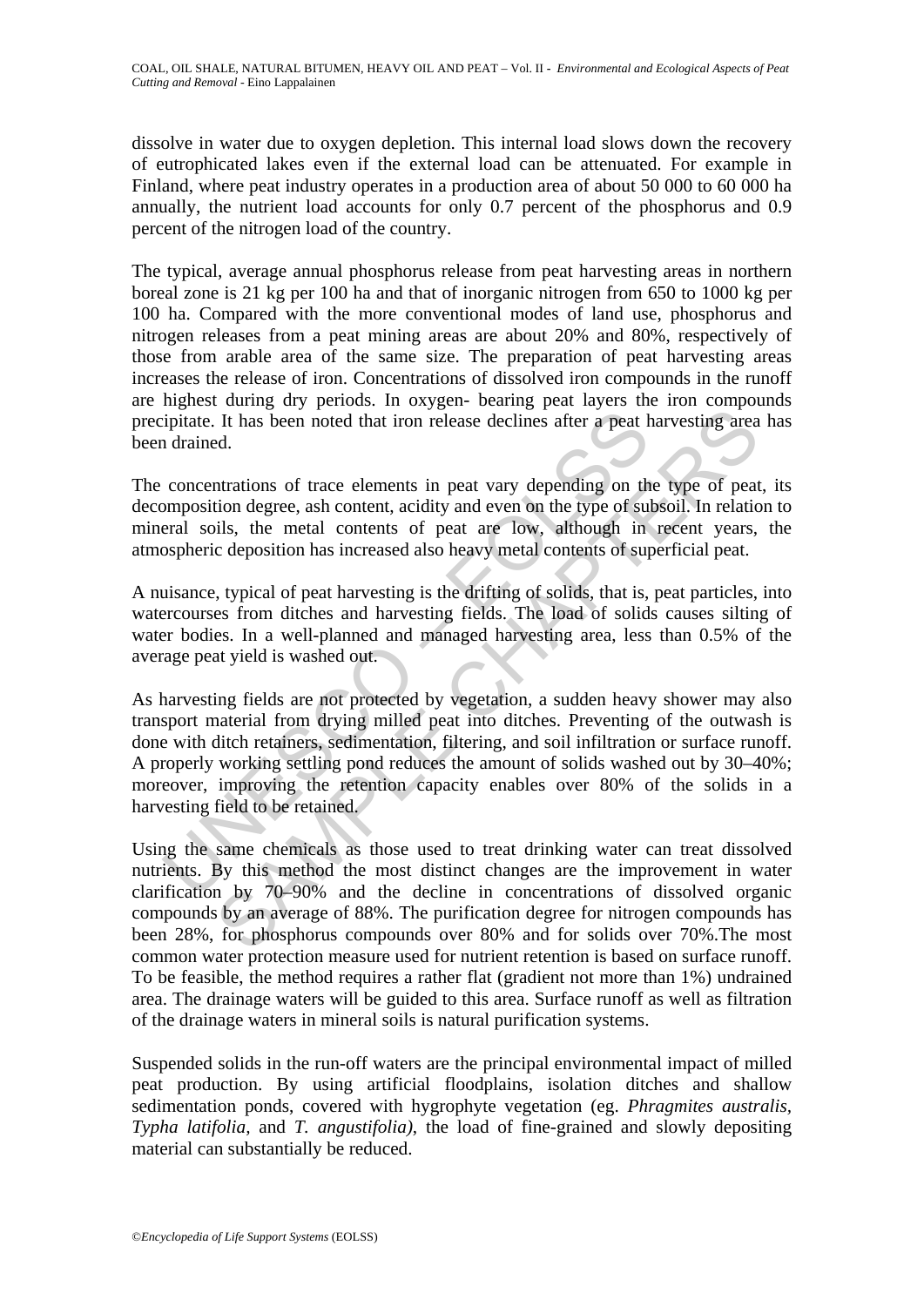dissolve in water due to oxygen depletion. This internal load slows down the recovery of eutrophicated lakes even if the external load can be attenuated. For example in Finland, where peat industry operates in a production area of about 50 000 to 60 000 ha annually, the nutrient load accounts for only 0.7 percent of the phosphorus and 0.9 percent of the nitrogen load of the country.

The typical, average annual phosphorus release from peat harvesting areas in northern boreal zone is 21 kg per 100 ha and that of inorganic nitrogen from 650 to 1000 kg per 100 ha. Compared with the more conventional modes of land use, phosphorus and nitrogen releases from a peat mining areas are about 20% and 80%, respectively of those from arable area of the same size. The preparation of peat harvesting areas increases the release of iron. Concentrations of dissolved iron compounds in the runoff are highest during dry periods. In oxygen- bearing peat layers the iron compounds precipitate. It has been noted that iron release declines after a peat harvesting area has been drained.

The concentrations of trace elements in peat vary depending on the type of peat, its decomposition degree, ash content, acidity and even on the type of subsoil. In relation to mineral soils, the metal contents of peat are low, although in recent years, the atmospheric deposition has increased also heavy metal contents of superficial peat.

A nuisance, typical of peat harvesting is the drifting of solids, that is, peat particles, into watercourses from ditches and harvesting fields. The load of solids causes silting of water bodies. In a well-planned and managed harvesting area, less than 0.5% of the average peat yield is washed out.

As harvesting fields are not protected by vegetation, a sudden heavy shower may also transport material from drying milled peat into ditches. Preventing of the outwash is done with ditch retainers, sedimentation, filtering, and soil infiltration or surface runoff. A properly working settling pond reduces the amount of solids washed out by 30–40%; moreover, improving the retention capacity enables over 80% of the solids in a harvesting field to be retained.

Using the same chemicals as those used to treat drinking water can treat dissolved nutrients. By this method the most distinct changes are the improvement in water clarification by 70–90% and the decline in concentrations of dissolved organic compounds by an average of 88%. The purification degree for nitrogen compounds has been 28%, for phosphorus compounds over 80% and for solids over 70%.The most common water protection measure used for nutrient retention is based on surface runoff. To be feasible, the method requires a rather flat (gradient not more than 1%) undrained area. The drainage waters will be guided to this area. Surface runoff as well as filtration of the drainage waters in mineral soils is natural purification systems.

Suspended solids in the run-off waters are the principal environmental impact of milled peat production. By using artificial floodplains, isolation ditches and shallow sedimentation ponds, covered with hygrophyte vegetation (eg. *Phragmites australis*, *Typha latifolia*, and *T. angustifolia)*, the load of fine-grained and slowly depositing material can substantially be reduced.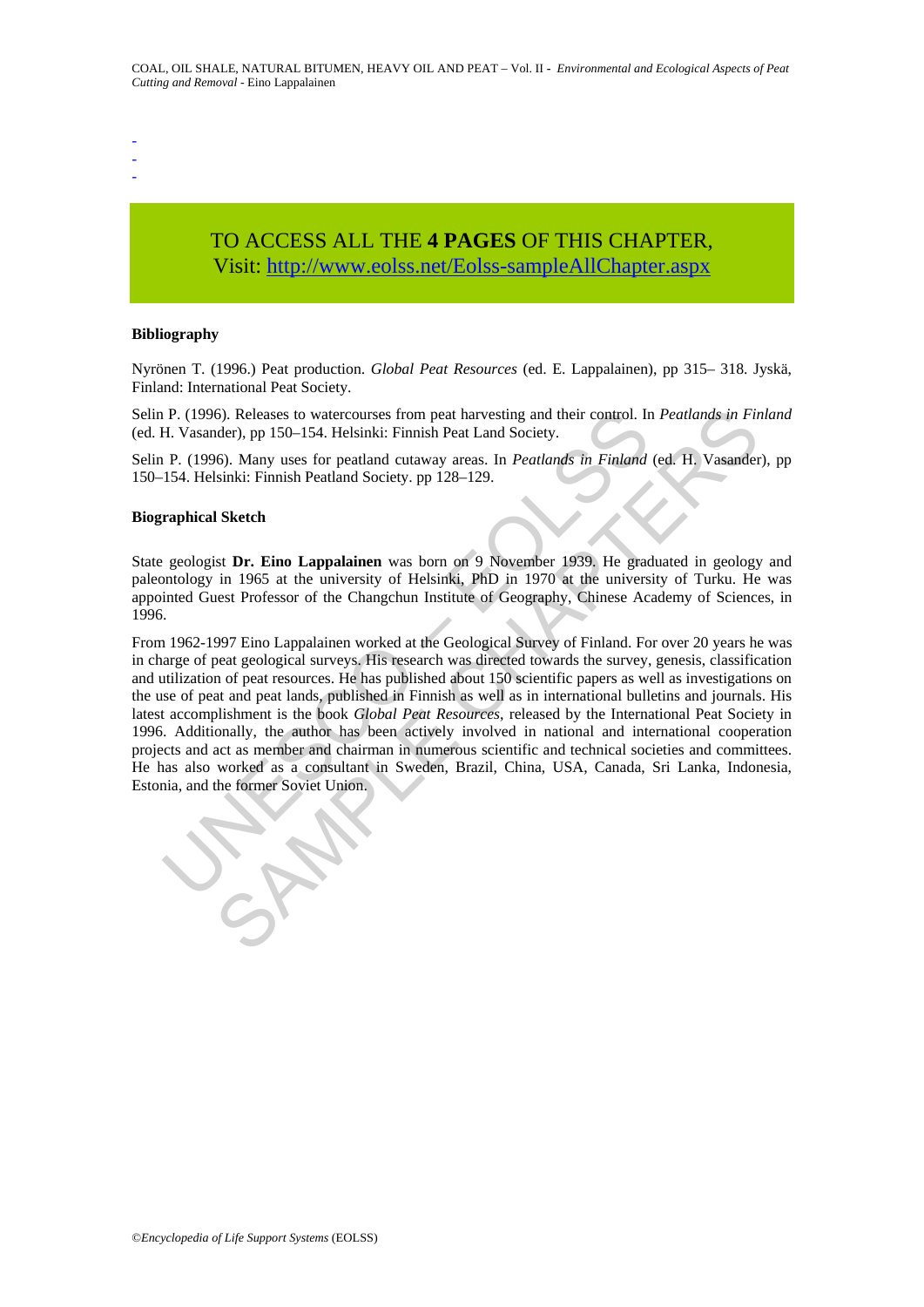-
-
-

TO ACCESS ALL THE **4 PAGES** OF THIS CHAPTER,
Visit: http://www.eolss.net/Eolss-sampleAllChapter.aspx

#### Bibliography

Nyrönen T. (1996.) Peat production. *Global Peat Resources* (ed. E. Lappalainen), pp 315– 318. Jyskä, Finland: International Peat Society.

Selin P. (1996). Releases to watercourses from peat harvesting and their control. In *Peatlands in Finland* (ed. H. Vasander), pp 150–154. Helsinki: Finnish Peat Land Society.

Selin P. (1996). Many uses for peatland cutaway areas. In *Peatlands in Finland* (ed. H. Vasander), pp 150–154. Helsinki: Finnish Peatland Society. pp 128–129.

#### Biographical Sketch

State geologist **Dr. Eino Lappalainen** was born on 9 November 1939. He graduated in geology and paleontology in 1965 at the university of Helsinki, PhD in 1970 at the university of Turku. He was appointed Guest Professor of the Changchun Institute of Geography, Chinese Academy of Sciences, in 1996.

From 1962-1997 Eino Lappalainen worked at the Geological Survey of Finland. For over 20 years he was in charge of peat geological surveys. His research was directed towards the survey, genesis, classification and utilization of peat resources. He has published about 150 scientific papers as well as investigations on the use of peat and peat lands, published in Finnish as well as in international bulletins and journals. His latest accomplishment is the book *Global Peat Resources*, released by the International Peat Society in 1996. Additionally, the author has been actively involved in national and international cooperation projects and act as member and chairman in numerous scientific and technical societies and committees. He has also worked as a consultant in Sweden, Brazil, China, USA, Canada, Sri Lanka, Indonesia, Estonia, and the former Soviet Union.